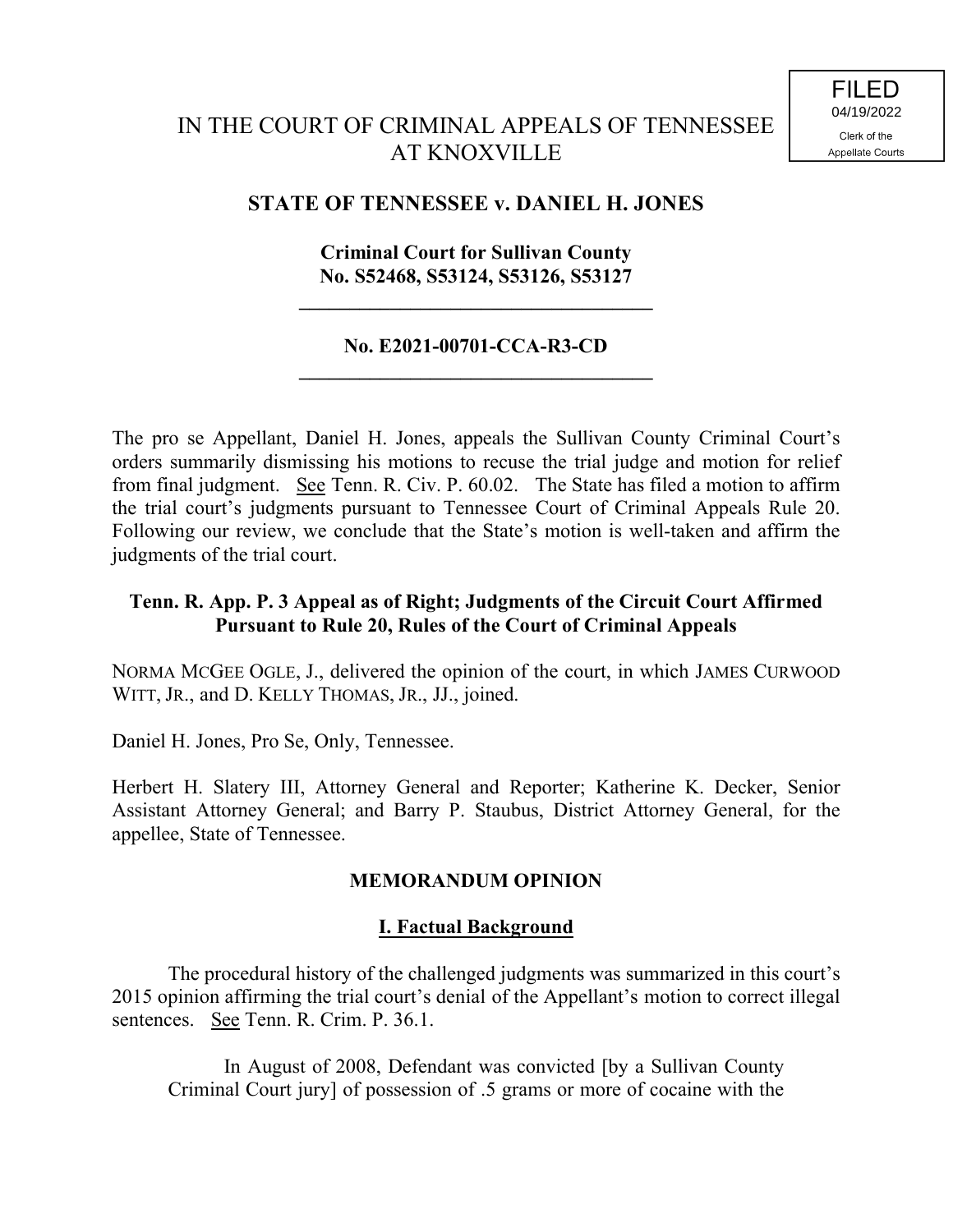FILED
04/19/2022
Clerk of the
Appellate Courts

# IN THE COURT OF CRIMINAL APPEALS OF TENNESSEE AT KNOXVILLE

## STATE OF TENNESSEE v. DANIEL H. JONES

**Criminal Court for Sullivan County**
**No. S52468, S53124, S53126, S53127**

---

**No. E2021-00701-CCA-R3-CD**

---

The pro se Appellant, Daniel H. Jones, appeals the Sullivan County Criminal Court's orders summarily dismissing his motions to recuse the trial judge and motion for relief from final judgment. See Tenn. R. Civ. P. 60.02. The State has filed a motion to affirm the trial court's judgments pursuant to Tennessee Court of Criminal Appeals Rule 20. Following our review, we conclude that the State's motion is well-taken and affirm the judgments of the trial court.

**Tenn. R. App. P. 3 Appeal as of Right; Judgments of the Circuit Court Affirmed Pursuant to Rule 20, Rules of the Court of Criminal Appeals**

NORMA MCGEE OGLE, J., delivered the opinion of the court, in which JAMES CURWOOD WITT, JR., and D. KELLY THOMAS, JR., JJ., joined.

Daniel H. Jones, Pro Se, Only, Tennessee.

Herbert H. Slatery III, Attorney General and Reporter; Katherine K. Decker, Senior Assistant Attorney General; and Barry P. Staubus, District Attorney General, for the appellee, State of Tennessee.

### MEMORANDUM OPINION

#### I. Factual Background

The procedural history of the challenged judgments was summarized in this court's 2015 opinion affirming the trial court's denial of the Appellant's motion to correct illegal sentences. See Tenn. R. Crim. P. 36.1.

> In August of 2008, Defendant was convicted [by a Sullivan County Criminal Court jury] of possession of .5 grams or more of cocaine with the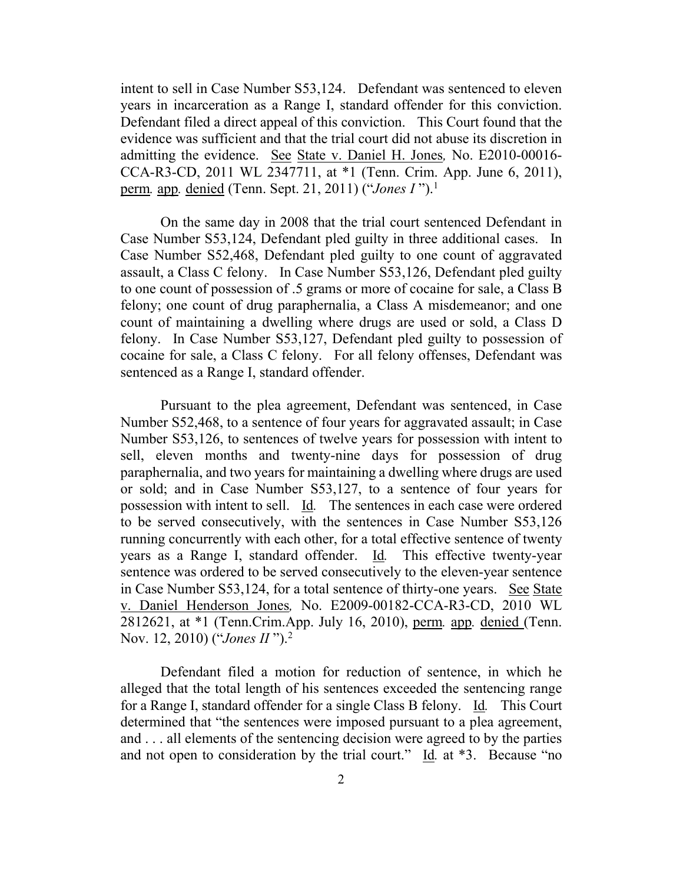intent to sell in Case Number S53,124. Defendant was sentenced to eleven years in incarceration as a Range I, standard offender for this conviction. Defendant filed a direct appeal of this conviction. This Court found that the evidence was sufficient and that the trial court did not abuse its discretion in admitting the evidence. See State v. Daniel H. Jones, No. E2010-00016-CCA-R3-CD, 2011 WL 2347711, at *1 (Tenn. Crim. App. June 6, 2011), perm. app. denied (Tenn. Sept. 21, 2011) ("*Jones I* ").[1]

On the same day in 2008 that the trial court sentenced Defendant in Case Number S53,124, Defendant pled guilty in three additional cases. In Case Number S52,468, Defendant pled guilty to one count of aggravated assault, a Class C felony. In Case Number S53,126, Defendant pled guilty to one count of possession of .5 grams or more of cocaine for sale, a Class B felony; one count of drug paraphernalia, a Class A misdemeanor; and one count of maintaining a dwelling where drugs are used or sold, a Class D felony. In Case Number S53,127, Defendant pled guilty to possession of cocaine for sale, a Class C felony. For all felony offenses, Defendant was sentenced as a Range I, standard offender.

Pursuant to the plea agreement, Defendant was sentenced, in Case Number S52,468, to a sentence of four years for aggravated assault; in Case Number S53,126, to sentences of twelve years for possession with intent to sell, eleven months and twenty-nine days for possession of drug paraphernalia, and two years for maintaining a dwelling where drugs are used or sold; and in Case Number S53,127, to a sentence of four years for possession with intent to sell. Id. The sentences in each case were ordered to be served consecutively, with the sentences in Case Number S53,126 running concurrently with each other, for a total effective sentence of twenty years as a Range I, standard offender. Id. This effective twenty-year sentence was ordered to be served consecutively to the eleven-year sentence in Case Number S53,124, for a total sentence of thirty-one years. See State v. Daniel Henderson Jones, No. E2009-00182-CCA-R3-CD, 2010 WL 2812621, at *1 (Tenn.Crim.App. July 16, 2010), perm. app. denied (Tenn. Nov. 12, 2010) ("*Jones II* ").[2]

Defendant filed a motion for reduction of sentence, in which he alleged that the total length of his sentences exceeded the sentencing range for a Range I, standard offender for a single Class B felony. Id. This Court determined that "the sentences were imposed pursuant to a plea agreement, and . . . all elements of the sentencing decision were agreed to by the parties and not open to consideration by the trial court." Id. at *3. Because "no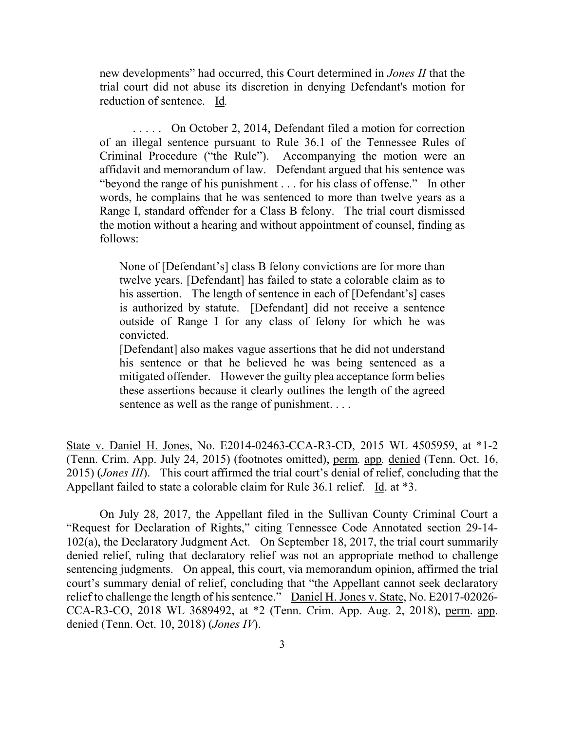new developments" had occurred, this Court determined in *Jones II* that the trial court did not abuse its discretion in denying Defendant's motion for reduction of sentence. Id.

> . . . . . On October 2, 2014, Defendant filed a motion for correction of an illegal sentence pursuant to Rule 36.1 of the Tennessee Rules of Criminal Procedure ("the Rule"). Accompanying the motion were an affidavit and memorandum of law. Defendant argued that his sentence was "beyond the range of his punishment . . . for his class of offense." In other words, he complains that he was sentenced to more than twelve years as a Range I, standard offender for a Class B felony. The trial court dismissed the motion without a hearing and without appointment of counsel, finding as follows:
>
> > None of [Defendant's] class B felony convictions are for more than twelve years. [Defendant] has failed to state a colorable claim as to his assertion. The length of sentence in each of [Defendant's] cases is authorized by statute. [Defendant] did not receive a sentence outside of Range I for any class of felony for which he was convicted.
> >
> > [Defendant] also makes vague assertions that he did not understand his sentence or that he believed he was being sentenced as a mitigated offender. However the guilty plea acceptance form belies these assertions because it clearly outlines the length of the agreed sentence as well as the range of punishment. . . .

State v. Daniel H. Jones, No. E2014-02463-CCA-R3-CD, 2015 WL 4505959, at *1-2 (Tenn. Crim. App. July 24, 2015) (footnotes omitted), perm. app. denied (Tenn. Oct. 16, 2015) (*Jones III*). This court affirmed the trial court's denial of relief, concluding that the Appellant failed to state a colorable claim for Rule 36.1 relief. Id. at *3.

On July 28, 2017, the Appellant filed in the Sullivan County Criminal Court a "Request for Declaration of Rights," citing Tennessee Code Annotated section 29-14-102(a), the Declaratory Judgment Act. On September 18, 2017, the trial court summarily denied relief, ruling that declaratory relief was not an appropriate method to challenge sentencing judgments. On appeal, this court, via memorandum opinion, affirmed the trial court's summary denial of relief, concluding that "the Appellant cannot seek declaratory relief to challenge the length of his sentence." Daniel H. Jones v. State, No. E2017-02026-CCA-R3-CO, 2018 WL 3689492, at *2 (Tenn. Crim. App. Aug. 2, 2018), perm. app. denied (Tenn. Oct. 10, 2018) (*Jones IV*).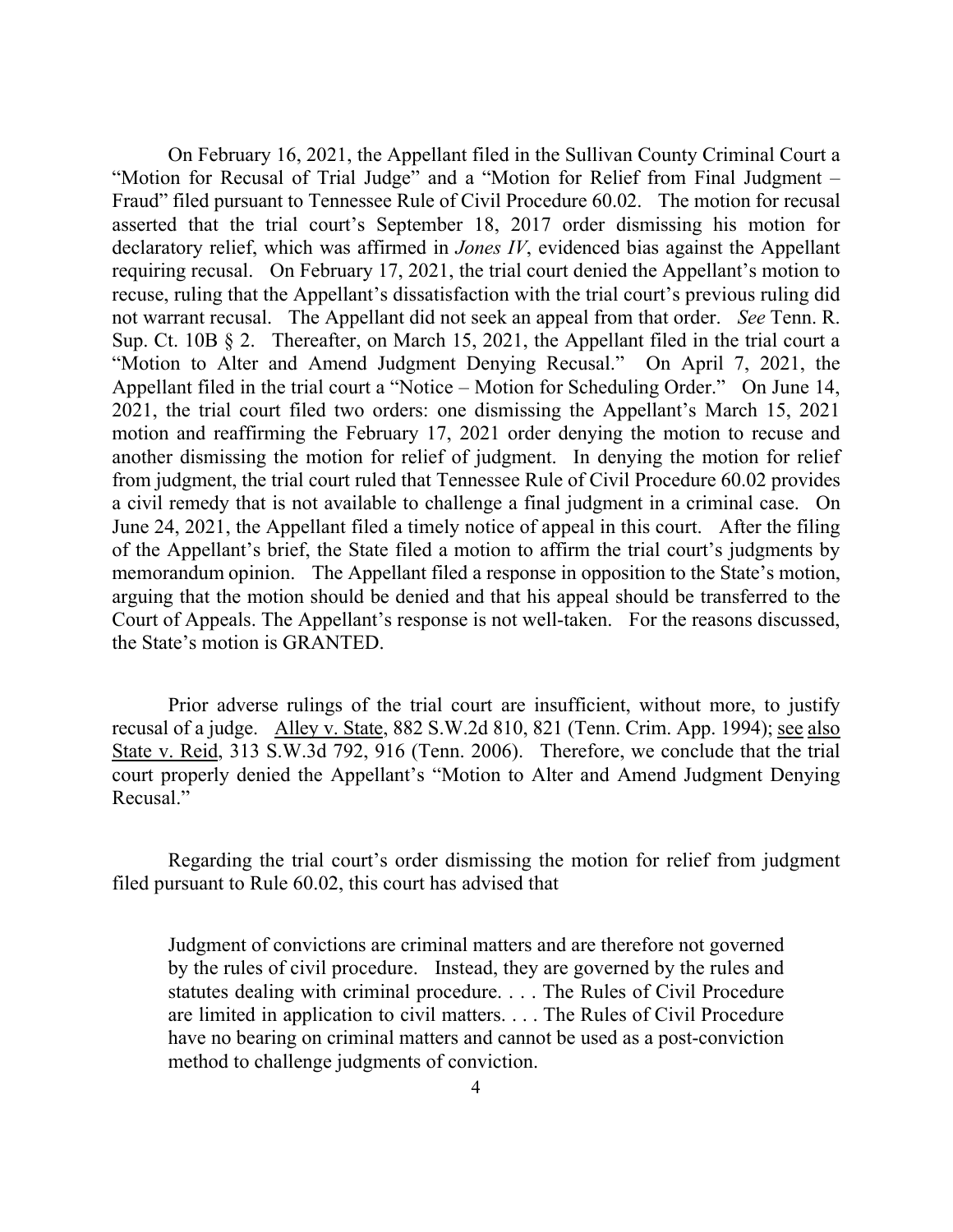On February 16, 2021, the Appellant filed in the Sullivan County Criminal Court a "Motion for Recusal of Trial Judge" and a "Motion for Relief from Final Judgment – Fraud" filed pursuant to Tennessee Rule of Civil Procedure 60.02. The motion for recusal asserted that the trial court's September 18, 2017 order dismissing his motion for declaratory relief, which was affirmed in *Jones IV*, evidenced bias against the Appellant requiring recusal. On February 17, 2021, the trial court denied the Appellant's motion to recuse, ruling that the Appellant's dissatisfaction with the trial court's previous ruling did not warrant recusal. The Appellant did not seek an appeal from that order. *See* Tenn. R. Sup. Ct. 10B § 2. Thereafter, on March 15, 2021, the Appellant filed in the trial court a "Motion to Alter and Amend Judgment Denying Recusal." On April 7, 2021, the Appellant filed in the trial court a "Notice – Motion for Scheduling Order." On June 14, 2021, the trial court filed two orders: one dismissing the Appellant's March 15, 2021 motion and reaffirming the February 17, 2021 order denying the motion to recuse and another dismissing the motion for relief of judgment. In denying the motion for relief from judgment, the trial court ruled that Tennessee Rule of Civil Procedure 60.02 provides a civil remedy that is not available to challenge a final judgment in a criminal case. On June 24, 2021, the Appellant filed a timely notice of appeal in this court. After the filing of the Appellant's brief, the State filed a motion to affirm the trial court's judgments by memorandum opinion. The Appellant filed a response in opposition to the State's motion, arguing that the motion should be denied and that his appeal should be transferred to the Court of Appeals. The Appellant's response is not well-taken. For the reasons discussed, the State's motion is GRANTED.

Prior adverse rulings of the trial court are insufficient, without more, to justify recusal of a judge. Alley v. State, 882 S.W.2d 810, 821 (Tenn. Crim. App. 1994); see also State v. Reid, 313 S.W.3d 792, 916 (Tenn. 2006). Therefore, we conclude that the trial court properly denied the Appellant's "Motion to Alter and Amend Judgment Denying Recusal."

Regarding the trial court's order dismissing the motion for relief from judgment filed pursuant to Rule 60.02, this court has advised that

> Judgment of convictions are criminal matters and are therefore not governed by the rules of civil procedure. Instead, they are governed by the rules and statutes dealing with criminal procedure. . . . The Rules of Civil Procedure are limited in application to civil matters. . . . The Rules of Civil Procedure have no bearing on criminal matters and cannot be used as a post-conviction method to challenge judgments of conviction.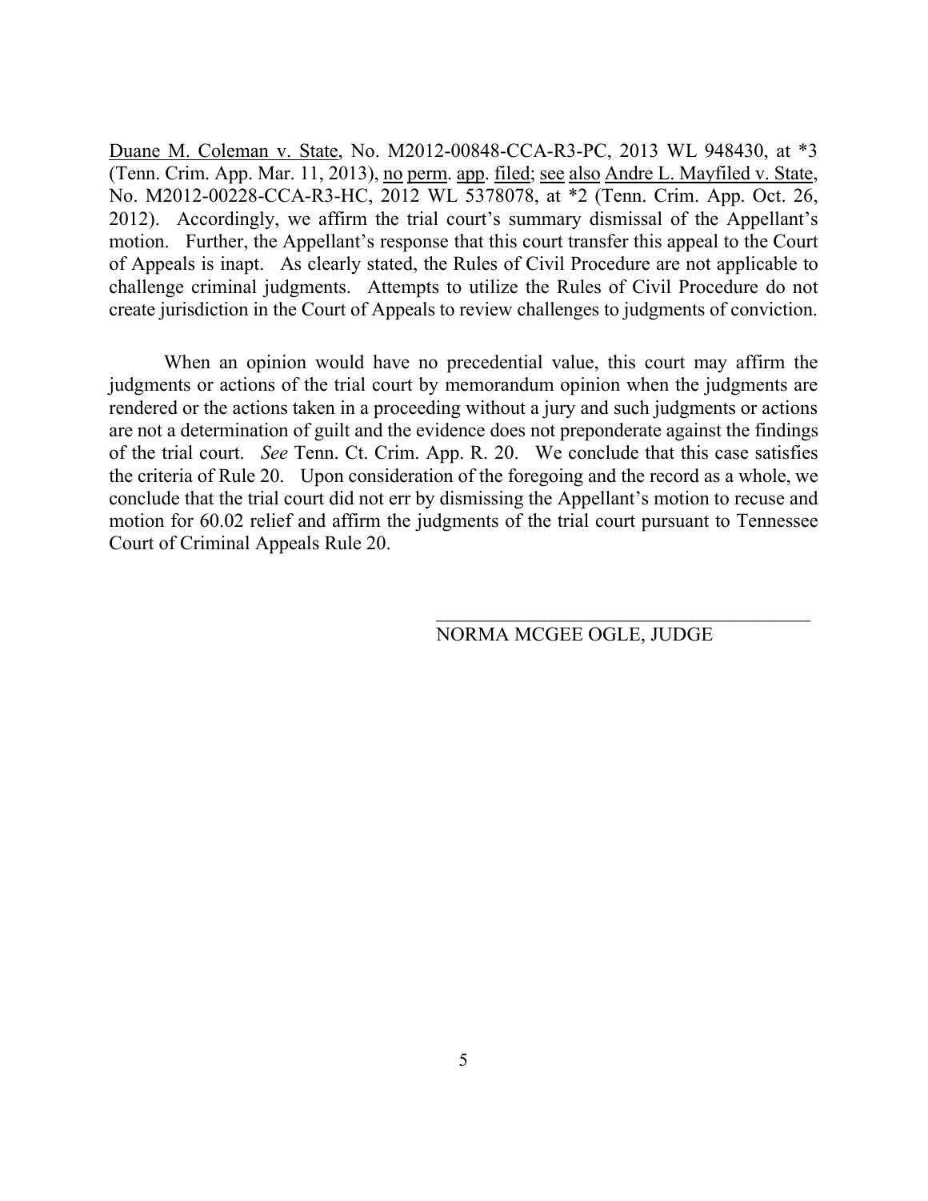Duane M. Coleman v. State, No. M2012-00848-CCA-R3-PC, 2013 WL 948430, at *3 (Tenn. Crim. App. Mar. 11, 2013), no perm. app. filed; see also Andre L. Mayfiled v. State, No. M2012-00228-CCA-R3-HC, 2012 WL 5378078, at *2 (Tenn. Crim. App. Oct. 26, 2012). Accordingly, we affirm the trial court's summary dismissal of the Appellant's motion. Further, the Appellant's response that this court transfer this appeal to the Court of Appeals is inapt. As clearly stated, the Rules of Civil Procedure are not applicable to challenge criminal judgments. Attempts to utilize the Rules of Civil Procedure do not create jurisdiction in the Court of Appeals to review challenges to judgments of conviction.

When an opinion would have no precedential value, this court may affirm the judgments or actions of the trial court by memorandum opinion when the judgments are rendered or the actions taken in a proceeding without a jury and such judgments or actions are not a determination of guilt and the evidence does not preponderate against the findings of the trial court. *See* Tenn. Ct. Crim. App. R. 20. We conclude that this case satisfies the criteria of Rule 20. Upon consideration of the foregoing and the record as a whole, we conclude that the trial court did not err by dismissing the Appellant's motion to recuse and motion for 60.02 relief and affirm the judgments of the trial court pursuant to Tennessee Court of Criminal Appeals Rule 20.

\_\_\_\_\_\_\_\_\_\_\_\_\_\_\_\_\_\_\_\_\_\_\_\_\_\_\_\_\_\_\_\_\_\_\_\_\_\_\_\_

NORMA MCGEE OGLE, JUDGE